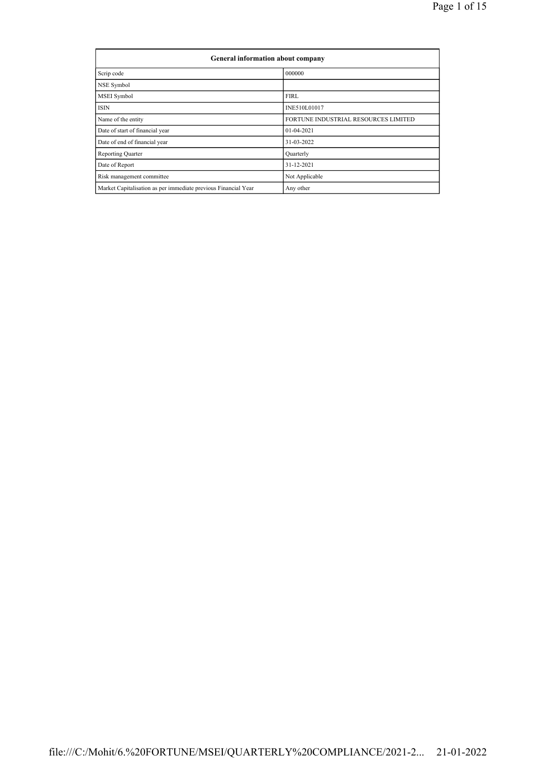| General information about company | |
|---|---|
| Scrip code | 000000 |
| NSE Symbol | |
| MSEI Symbol | FIRL |
| ISIN | INE510L01017 |
| Name of the entity | FORTUNE INDUSTRIAL RESOURCES LIMITED |
| Date of start of financial year | 01-04-2021 |
| Date of end of financial year | 31-03-2022 |
| Reporting Quarter | Quarterly |
| Date of Report | 31-12-2021 |
| Risk management committee | Not Applicable |
| Market Capitalisation as per immediate previous Financial Year | Any other |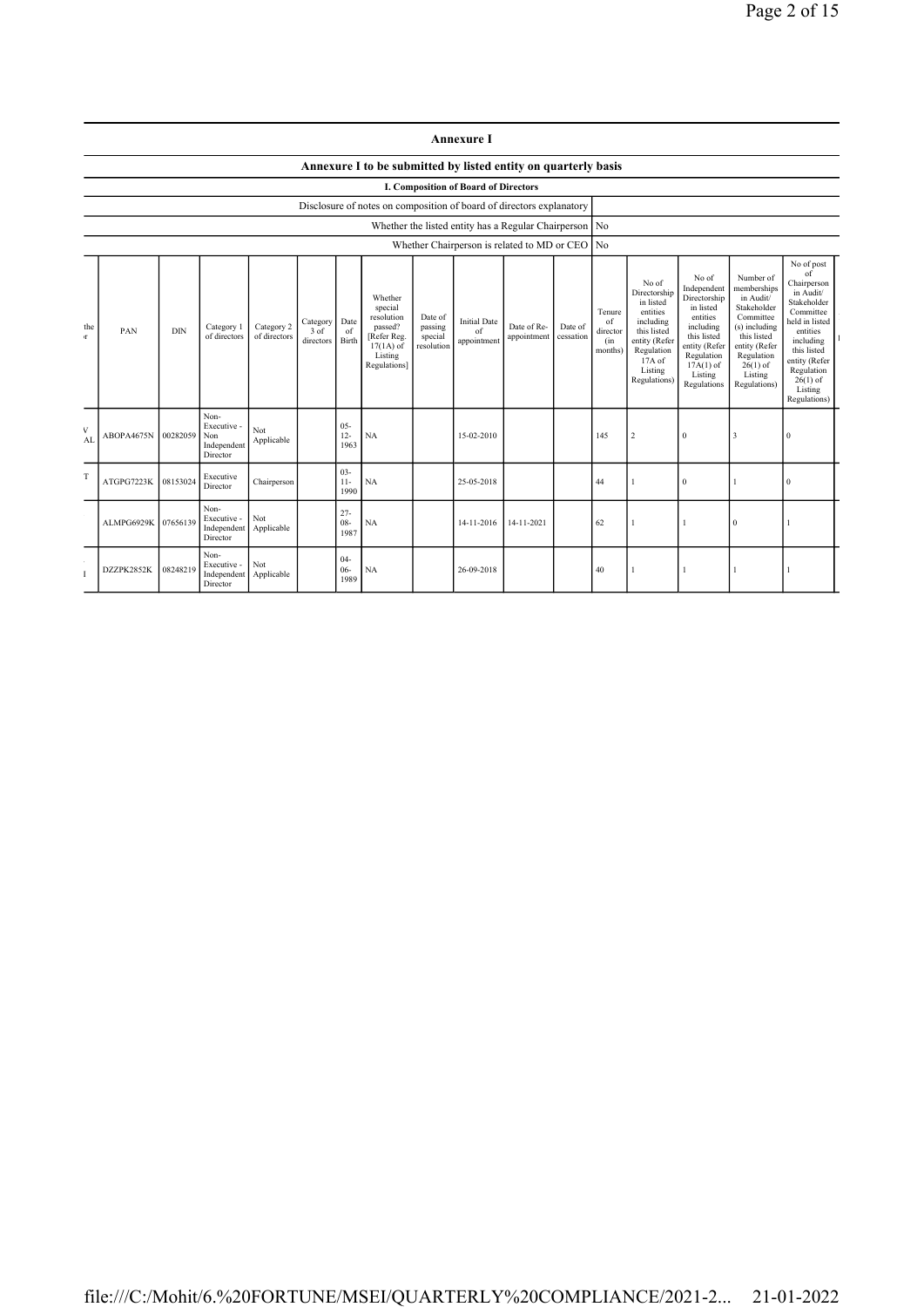# Annexure I

## Annexure I to be submitted by listed entity on quarterly basis

### I. Composition of Board of Directors

| Disclosure of notes on composition of board of directors explanatory | |
|---|---|
| Whether the listed entity has a Regular Chairperson | No |
| Whether Chairperson is related to MD or CEO | No |

| the r | PAN | DIN | Category 1 of directors | Category 2 of directors | Category 3 of directors | Date of Birth | Whether special resolution passed? [Refer Reg. 17(1A) of Listing Regulations] | Date of passing special resolution | Initial Date of appointment | Date of Re-appointment | Date of cessation | Tenure of director (in months) | No of Directorship in listed entities including this listed entity (Refer Regulation 17A of Listing Regulations) | No of Independent Directorship in listed entities including this listed entity (Refer Regulation 17A(1) of Listing Regulations | Number of memberships in Audit/ Stakeholder Committee (s) including this listed entity (Refer Regulation 26(1) of Listing Regulations) | No of post of Chairperson in Audit/ Stakeholder Committee held in listed entities including this listed entity (Refer Regulation 26(1) of Listing Regulations) |
|---|---|---|---|---|---|---|---|---|---|---|---|---|---|---|---|---|
| V AL | ABOPA4675N | 00282059 | Non-Executive - Non Independent Director | Not Applicable | | 05-12-1963 | NA | | 15-02-2010 | | | 145 | 2 | 0 | 3 | 0 |
| T | ATGPG7223K | 08153024 | Executive Director | Chairperson | | 03-11-1990 | NA | | 25-05-2018 | | | 44 | 1 | 0 | 1 | 0 |
| | ALMPG6929K | 07656139 | Non-Executive - Independent Director | Not Applicable | | 27-08-1987 | NA | | 14-11-2016 | 14-11-2021 | | 62 | 1 | 1 | 0 | 1 |
| I | DZZPK2852K | 08248219 | Non-Executive - Independent Director | Not Applicable | | 04-06-1989 | NA | | 26-09-2018 | | | 40 | 1 | 1 | 1 | 1 |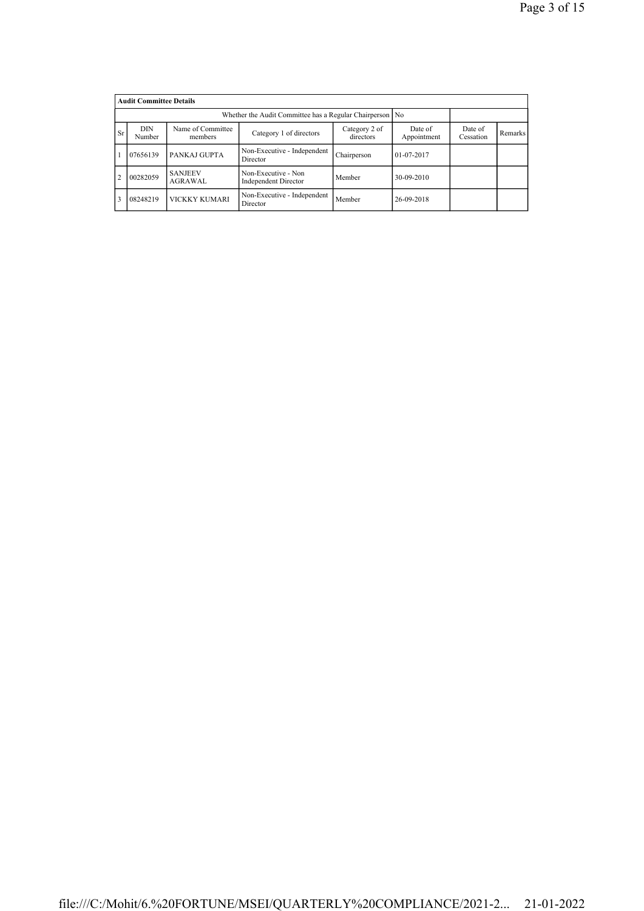| Audit Committee Details | | | | | | | |
|---|---|---|---|---|---|---|---|
| Whether the Audit Committee has a Regular Chairperson | | | | | No | | |
| Sr | DIN Number | Name of Committee members | Category 1 of directors | Category 2 of directors | Date of Appointment | Date of Cessation | Remarks |
| 1 | 07656139 | PANKAJ GUPTA | Non-Executive - Independent Director | Chairperson | 01-07-2017 | | |
| 2 | 00282059 | SANJEEV AGRAWAL | Non-Executive - Non Independent Director | Member | 30-09-2010 | | |
| 3 | 08248219 | VICKKY KUMARI | Non-Executive - Independent Director | Member | 26-09-2018 | | |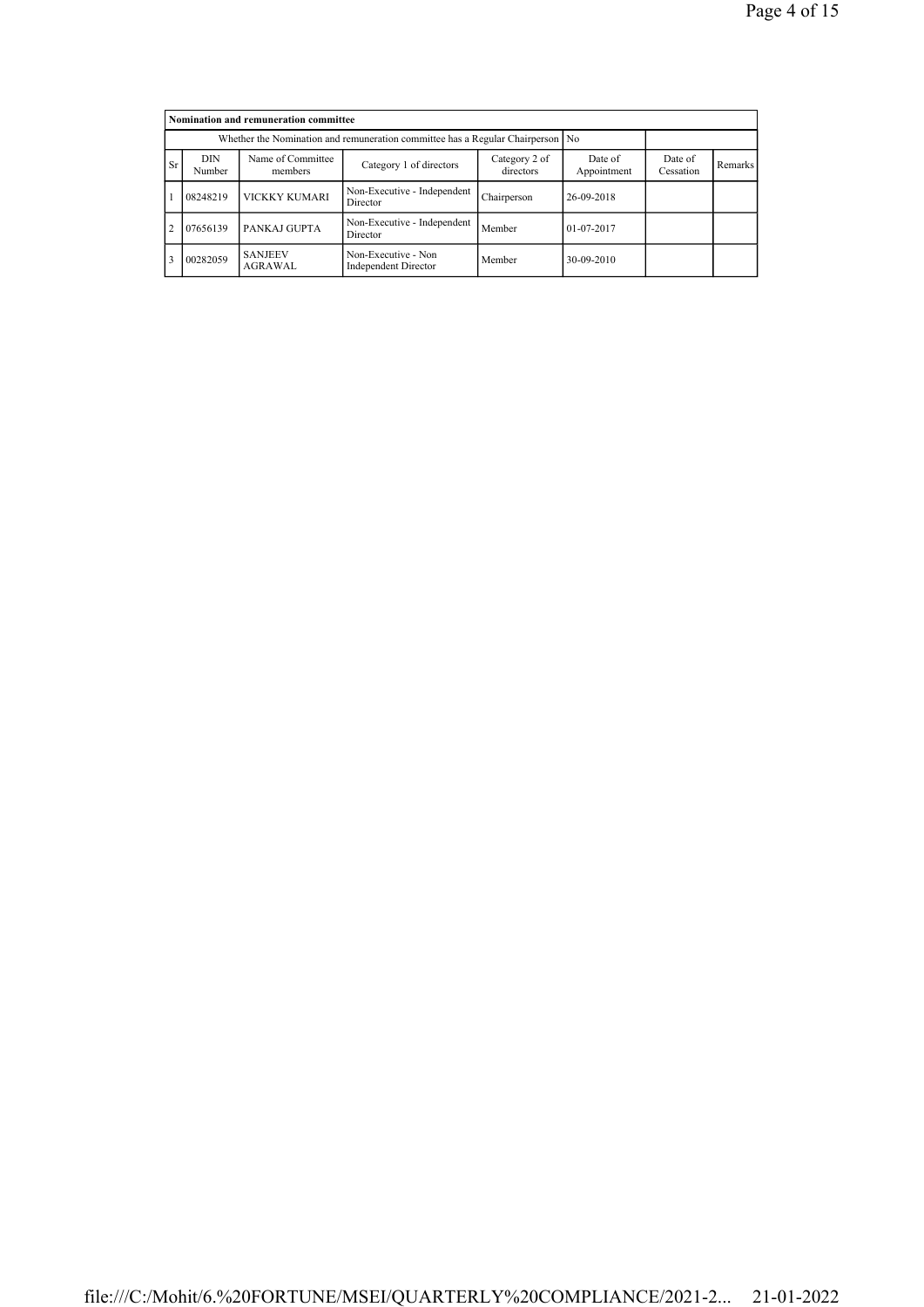| Nomination and remuneration committee | | | | | | | |
|---|---|---|---|---|---|---|---|
| Whether the Nomination and remuneration committee has a Regular Chairperson | | | | | No | | |
| Sr | DIN Number | Name of Committee members | Category 1 of directors | Category 2 of directors | Date of Appointment | Date of Cessation | Remarks |
| 1 | 08248219 | VICKKY KUMARI | Non-Executive - Independent Director | Chairperson | 26-09-2018 | | |
| 2 | 07656139 | PANKAJ GUPTA | Non-Executive - Independent Director | Member | 01-07-2017 | | |
| 3 | 00282059 | SANJEEV AGRAWAL | Non-Executive - Non Independent Director | Member | 30-09-2010 | | |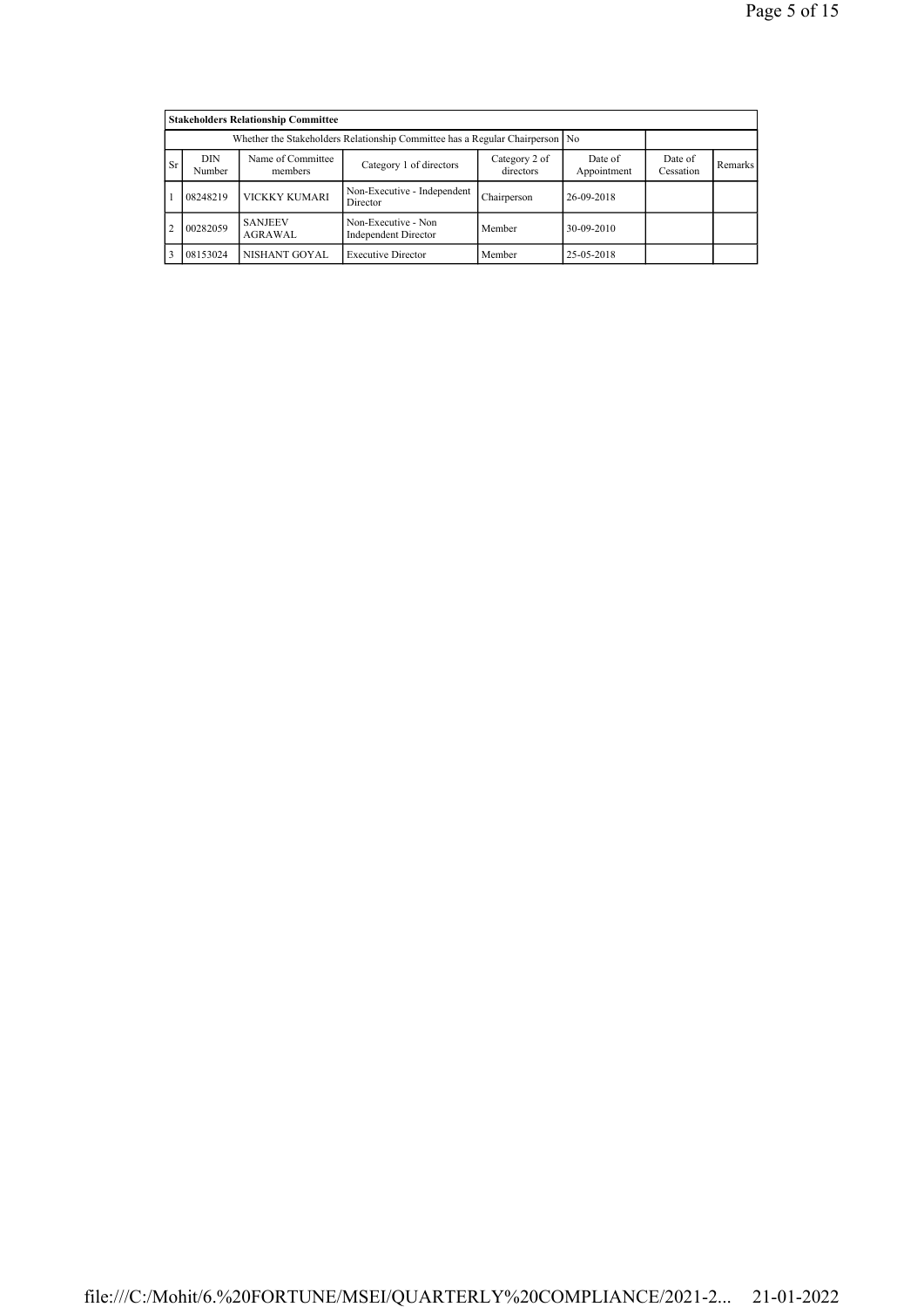| Stakeholders Relationship Committee | | | | | | | |
|---|---|---|---|---|---|---|---|
| Whether the Stakeholders Relationship Committee has a Regular Chairperson | | | | | No | | |
| Sr | DIN Number | Name of Committee members | Category 1 of directors | Category 2 of directors | Date of Appointment | Date of Cessation | Remarks |
| 1 | 08248219 | VICKKY KUMARI | Non-Executive - Independent Director | Chairperson | 26-09-2018 | | |
| 2 | 00282059 | SANJEEV AGRAWAL | Non-Executive - Non Independent Director | Member | 30-09-2010 | | |
| 3 | 08153024 | NISHANT GOYAL | Executive Director | Member | 25-05-2018 | | |

file:///C:/Mohit/6.%20FORTUNE/MSEI/QUARTERLY%20COMPLIANCE/2021-2... 21-01-2022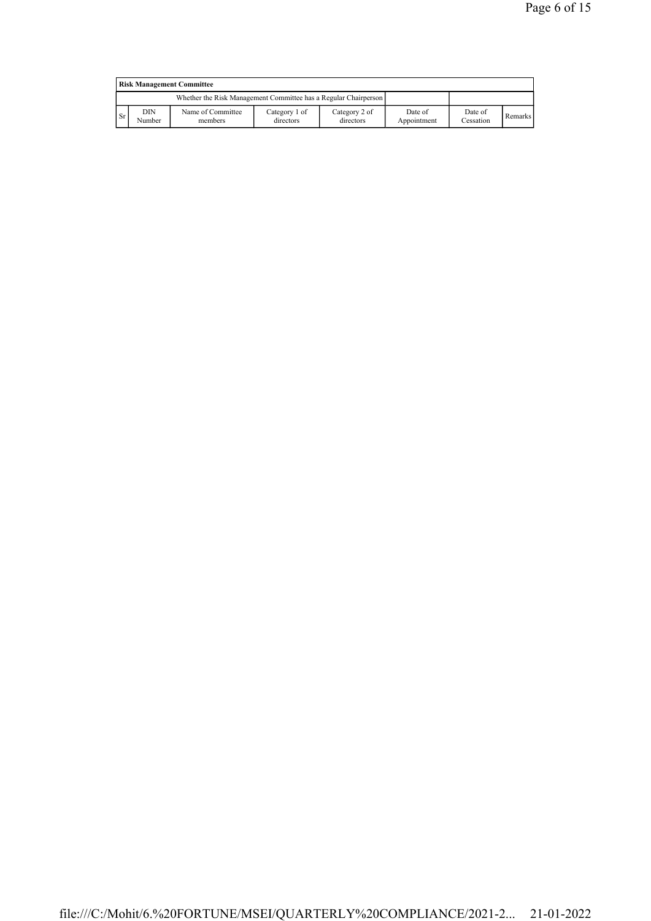| Risk Management Committee | | | | | | | |
|---|---|---|---|---|---|---|---|
| Whether the Risk Management Committee has a Regular Chairperson | | | | | | | |
| Sr | DIN Number | Name of Committee members | Category 1 of directors | Category 2 of directors | Date of Appointment | Date of Cessation | Remarks |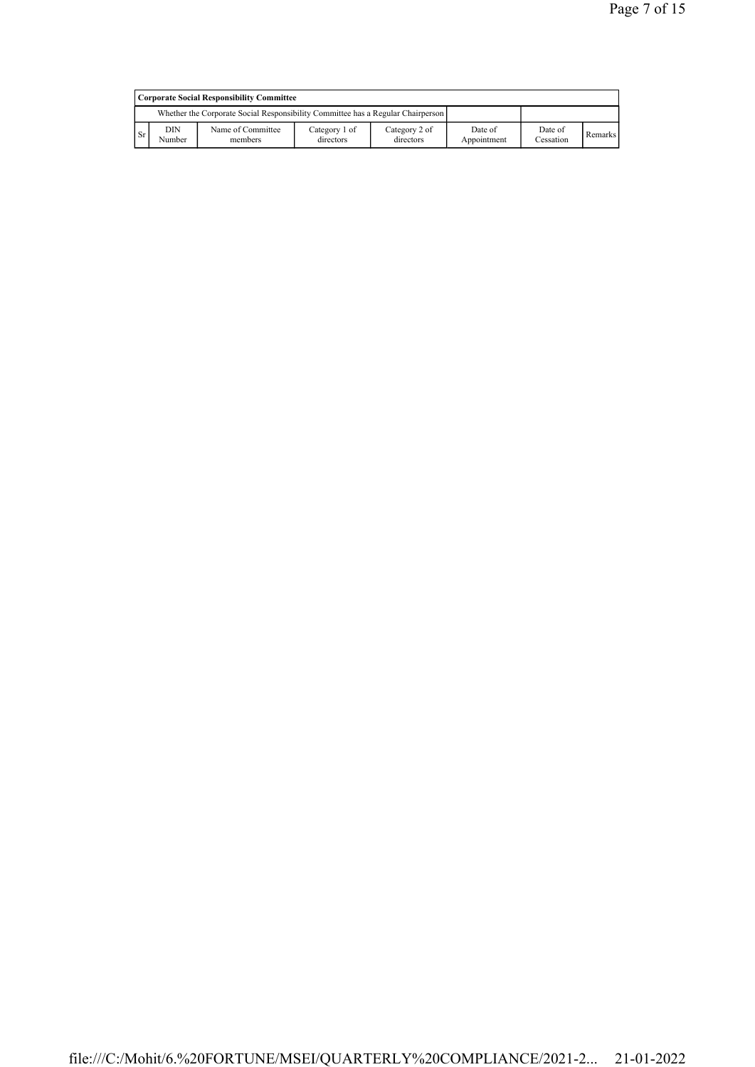| Corporate Social Responsibility Committee | | | | | | | |
|---|---|---|---|---|---|---|---|
| Whether the Corporate Social Responsibility Committee has a Regular Chairperson | | | | | | | |
| Sr | DIN Number | Name of Committee members | Category 1 of directors | Category 2 of directors | Date of Appointment | Date of Cessation | Remarks |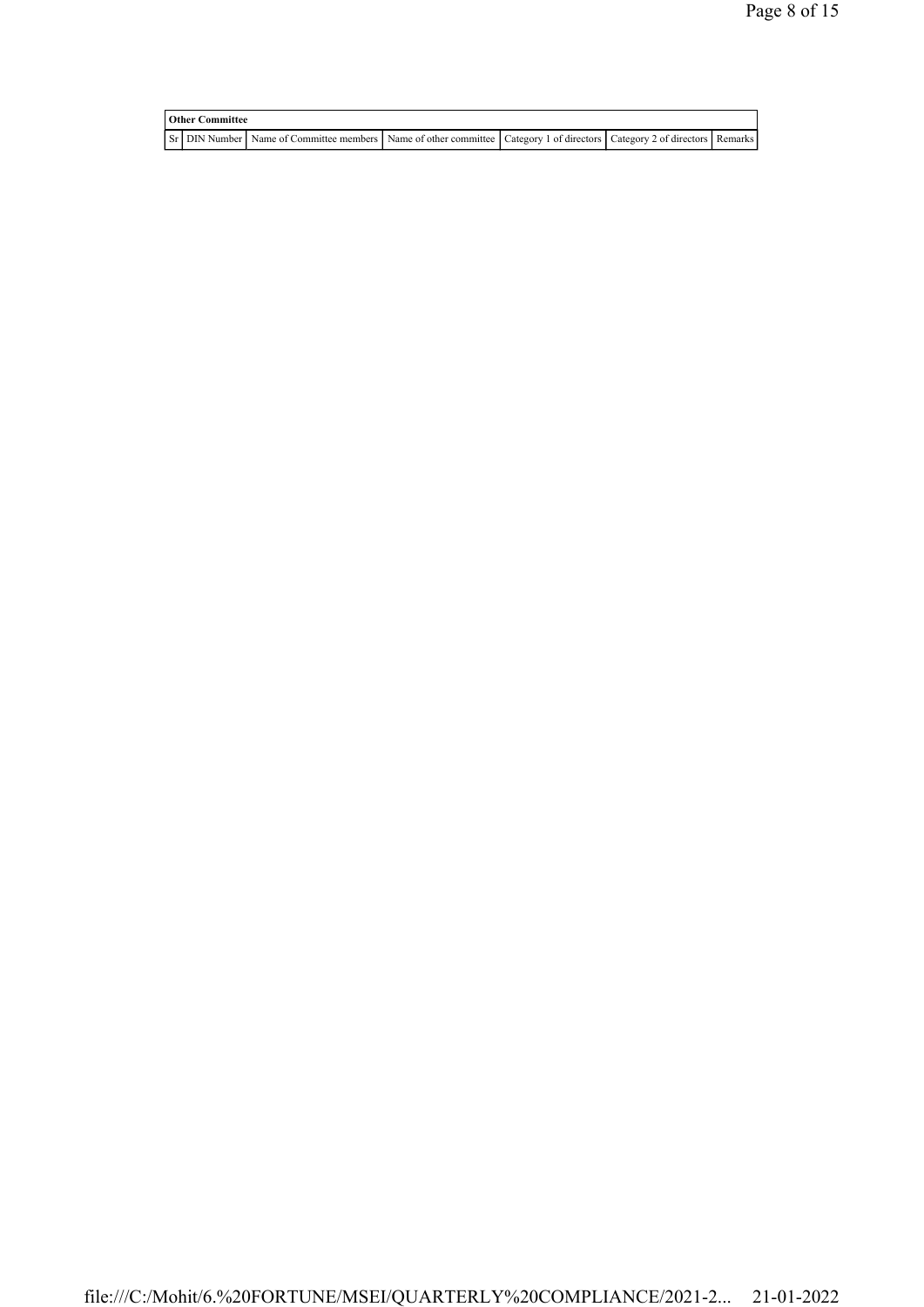| Other Committee | | | | | | |
|---|---|---|---|---|---|---|
| Sr | DIN Number | Name of Committee members | Name of other committee | Category 1 of directors | Category 2 of directors | Remarks |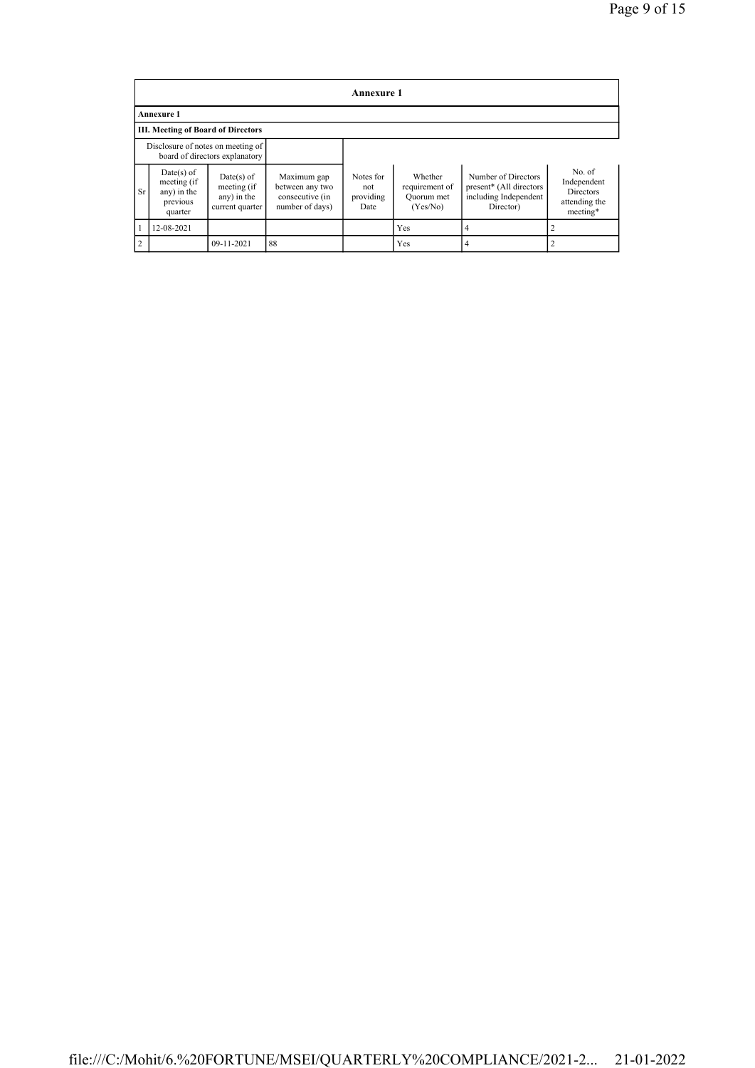## Annexure 1

**Annexure 1**

**III. Meeting of Board of Directors**

| Disclosure of notes on meeting of board of directors explanatory | | | | | | | |
|---|---|---|---|---|---|---|---|
| Sr | Date(s) of meeting (if any) in the previous quarter | Date(s) of meeting (if any) in the current quarter | Maximum gap between any two consecutive (in number of days) | Notes for not providing Date | Whether requirement of Quorum met (Yes/No) | Number of Directors present* (All directors including Independent Director) | No. of Independent Directors attending the meeting* |
| 1 | 12-08-2021 | | | | Yes | 4 | 2 |
| 2 | | 09-11-2021 | 88 | | Yes | 4 | 2 |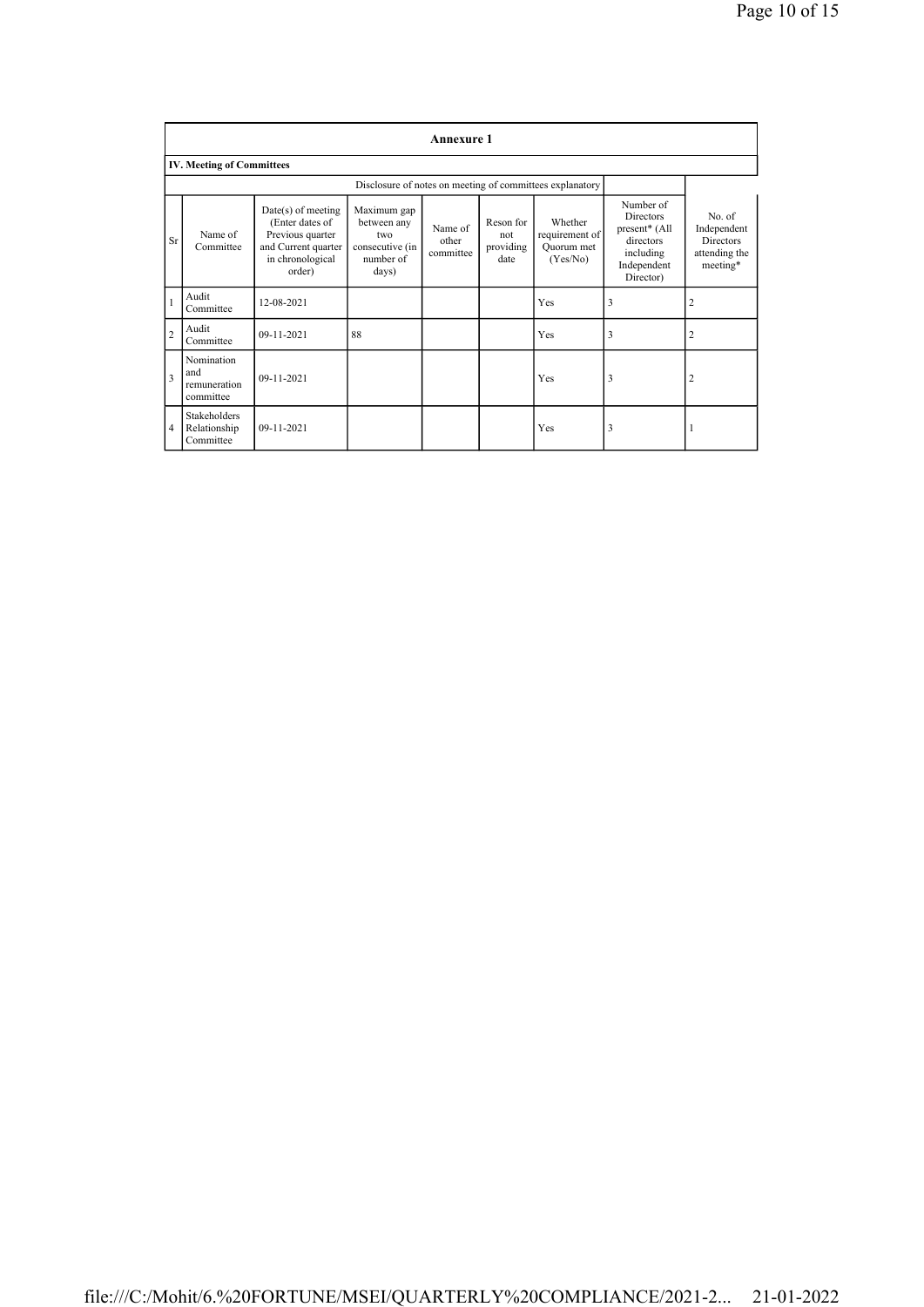## Annexure 1

### IV. Meeting of Committees

| Sr | Name of Committee | Date(s) of meeting (Enter dates of Previous quarter and Current quarter in chronological order) | Maximum gap between any two consecutive (in number of days) | Name of other committee | Reson for not providing date | Whether requirement of Quorum met (Yes/No) | Number of Directors present* (All directors including Independent Director) | No. of Independent Directors attending the meeting* |
|---|---|---|---|---|---|---|---|---|
| | | | | Disclosure of notes on meeting of committees explanatory | | | | |
| 1 | Audit Committee | 12-08-2021 | | | | Yes | 3 | 2 |
| 2 | Audit Committee | 09-11-2021 | 88 | | | Yes | 3 | 2 |
| 3 | Nomination and remuneration committee | 09-11-2021 | | | | Yes | 3 | 2 |
| 4 | Stakeholders Relationship Committee | 09-11-2021 | | | | Yes | 3 | 1 |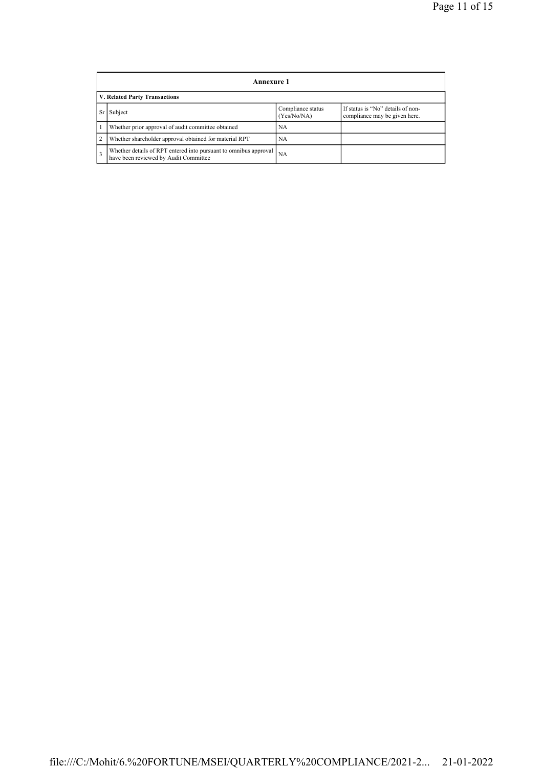| Annexure 1 | | | |
|---|---|---|---|
| **V. Related Party Transactions** | | | |
| Sr | Subject | Compliance status (Yes/No/NA) | If status is "No" details of non-compliance may be given here. |
| 1 | Whether prior approval of audit committee obtained | NA | |
| 2 | Whether shareholder approval obtained for material RPT | NA | |
| 3 | Whether details of RPT entered into pursuant to omnibus approval have been reviewed by Audit Committee | NA | |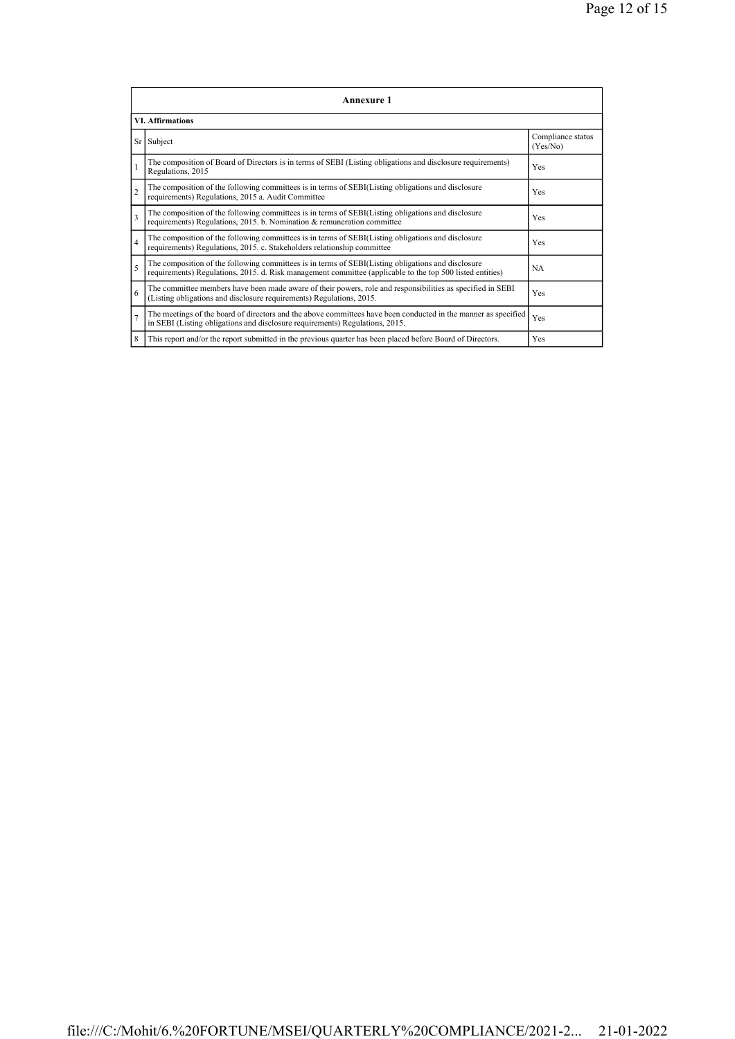## Annexure 1

### VI. Affirmations

| Sr | Subject | Compliance status (Yes/No) |
|---|---|---|
| 1 | The composition of Board of Directors is in terms of SEBI (Listing obligations and disclosure requirements) Regulations, 2015 | Yes |
| 2 | The composition of the following committees is in terms of SEBI(Listing obligations and disclosure requirements) Regulations, 2015 a. Audit Committee | Yes |
| 3 | The composition of the following committees is in terms of SEBI(Listing obligations and disclosure requirements) Regulations, 2015. b. Nomination & remuneration committee | Yes |
| 4 | The composition of the following committees is in terms of SEBI(Listing obligations and disclosure requirements) Regulations, 2015. c. Stakeholders relationship committee | Yes |
| 5 | The composition of the following committees is in terms of SEBI(Listing obligations and disclosure requirements) Regulations, 2015. d. Risk management committee (applicable to the top 500 listed entities) | NA |
| 6 | The committee members have been made aware of their powers, role and responsibilities as specified in SEBI (Listing obligations and disclosure requirements) Regulations, 2015. | Yes |
| 7 | The meetings of the board of directors and the above committees have been conducted in the manner as specified in SEBI (Listing obligations and disclosure requirements) Regulations, 2015. | Yes |
| 8 | This report and/or the report submitted in the previous quarter has been placed before Board of Directors. | Yes |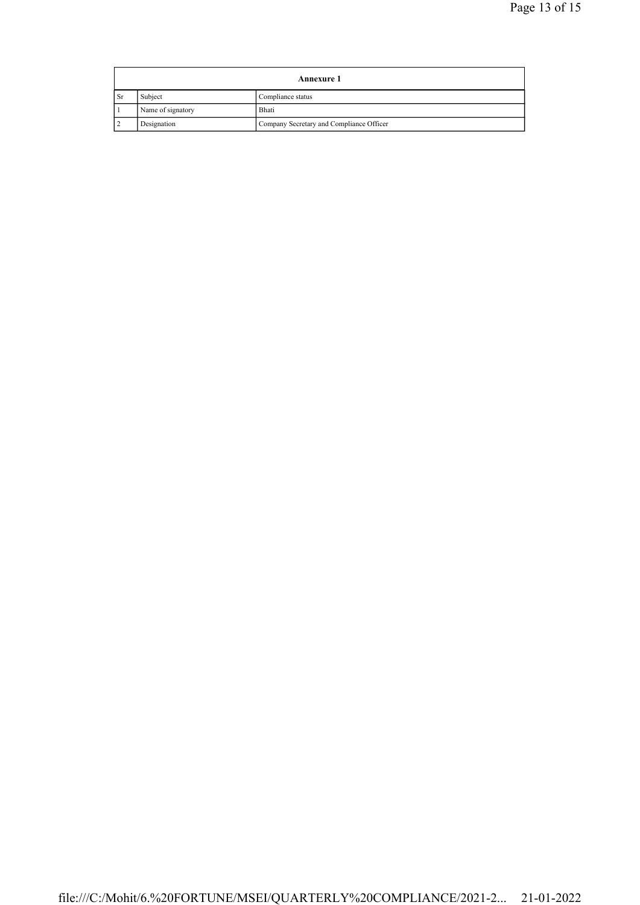| Annexure 1 | | |
|---|---|---|
| Sr | Subject | Compliance status |
| 1 | Name of signatory | Bhati |
| 2 | Designation | Company Secretary and Compliance Officer |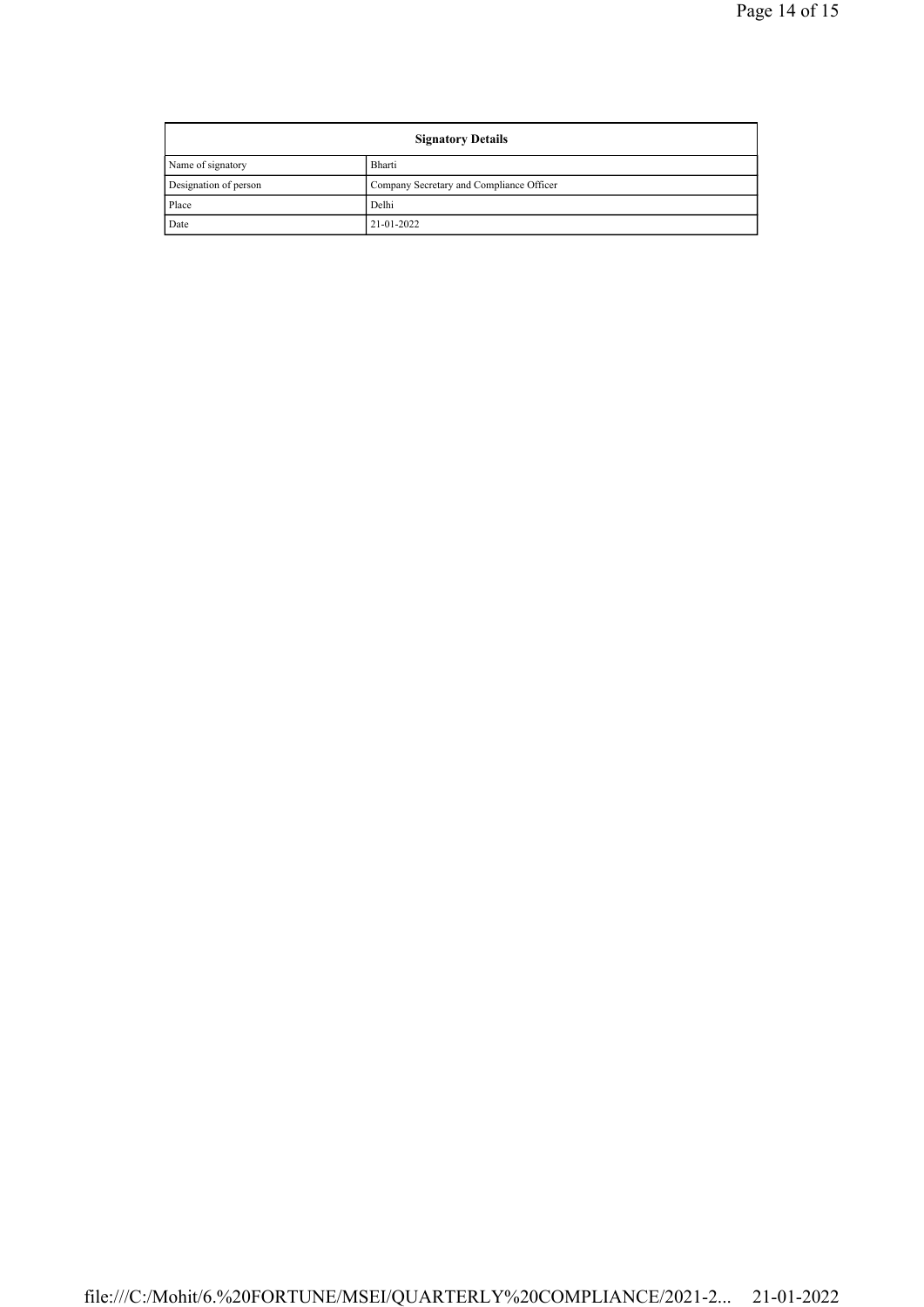| Signatory Details | |
|---|---|
| Name of signatory | Bharti |
| Designation of person | Company Secretary and Compliance Officer |
| Place | Delhi |
| Date | 21-01-2022 |